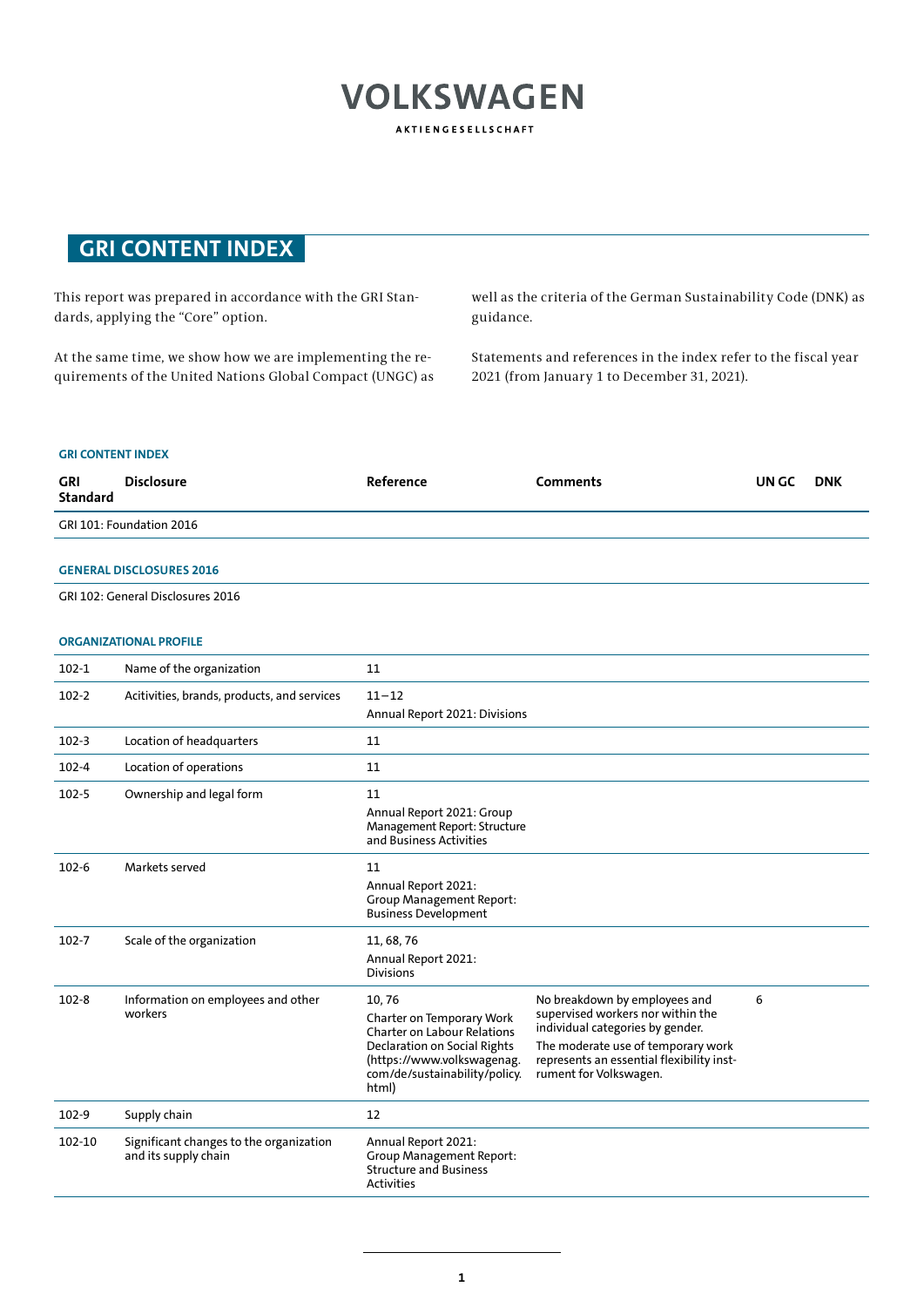# VOLKSWAGEN

AKTIENGESELLSCHAFT

## GRI CONTENT INDEX

This report was prepared in accordance with the GRI Standards, applying the "Core" option.

At the same time, we show how we are implementing the requirements of the United Nations Global Compact (UNGC) as well as the criteria of the German Sustainability Code (DNK) as guidance.

Statements and references in the index refer to the fiscal year 2021 (from January 1 to December 31, 2021).

**GRI CONTENT INDEX**

| GRI Standard | Disclosure | Reference | Comments | UN GC | DNK |
|---|---|---|---|---|---|
| GRI 101: Foundation 2016 | | | | | |
| **GENERAL DISCLOSURES 2016** | | | | | |
| GRI 102: General Disclosures 2016 | | | | | |
| **ORGANIZATIONAL PROFILE** | | | | | |
| 102-1 | Name of the organization | 11 | | | |
| 102-2 | Acitivities, brands, products, and services | 11–12<br>Annual Report 2021: Divisions | | | |
| 102-3 | Location of headquarters | 11 | | | |
| 102-4 | Location of operations | 11 | | | |
| 102-5 | Ownership and legal form | 11<br>Annual Report 2021: Group Management Report: Structure and Business Activities | | | |
| 102-6 | Markets served | 11<br>Annual Report 2021: Group Management Report: Business Development | | | |
| 102-7 | Scale of the organization | 11, 68, 76<br>Annual Report 2021: Divisions | | | |
| 102-8 | Information on employees and other workers | 10, 76<br>Charter on Temporary Work<br>Charter on Labour Relations<br>Declaration on Social Rights (https://www.volkswagenag.com/de/sustainability/policy.html) | No breakdown by employees and supervised workers nor within the individual categories by gender.<br>The moderate use of temporary work represents an essential flexibility instrument for Volkswagen. | 6 | |
| 102-9 | Supply chain | 12 | | | |
| 102-10 | Significant changes to the organization and its supply chain | Annual Report 2021: Group Management Report: Structure and Business Activities | | | |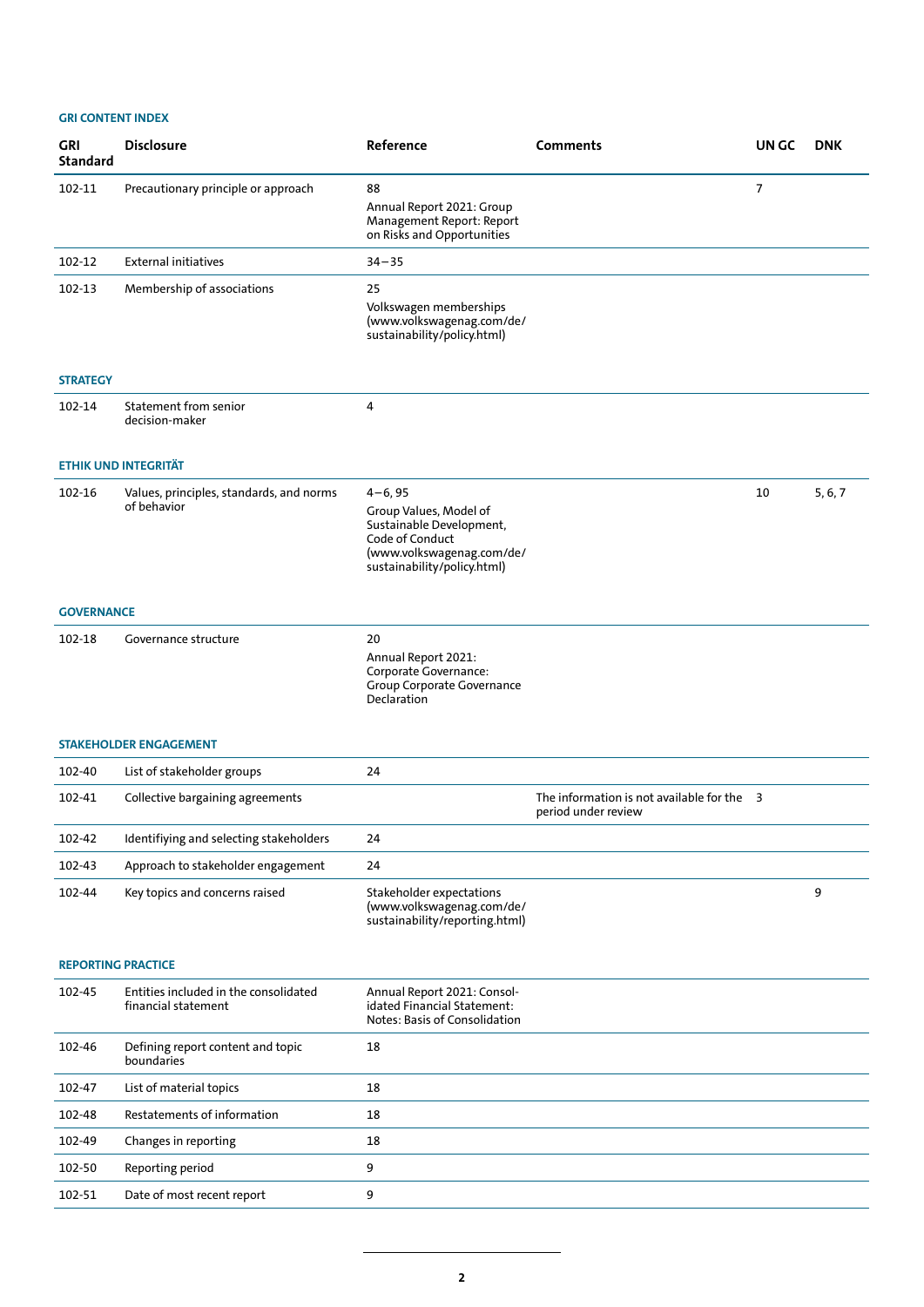**GRI CONTENT INDEX**

| GRI Standard | Disclosure | Reference | Comments | UN GC | DNK |
|---|---|---|---|---|---|
| 102-11 | Precautionary principle or approach | 88<br>Annual Report 2021: Group Management Report: Report on Risks and Opportunities | | 7 | |
| 102-12 | External initiatives | 34–35 | | | |
| 102-13 | Membership of associations | 25<br>Volkswagen memberships (www.volkswagenag.com/de/sustainability/policy.html) | | | |
| **STRATEGY** | | | | | |
| 102-14 | Statement from senior decision-maker | 4 | | | |
| **ETHIK UND INTEGRITÄT** | | | | | |
| 102-16 | Values, principles, standards, and norms of behavior | 4–6, 95<br>Group Values, Model of Sustainable Development, Code of Conduct (www.volkswagenag.com/de/sustainability/policy.html) | | 10 | 5, 6, 7 |
| **GOVERNANCE** | | | | | |
| 102-18 | Governance structure | 20<br>Annual Report 2021: Corporate Governance: Group Corporate Governance Declaration | | | |
| **STAKEHOLDER ENGAGEMENT** | | | | | |
| 102-40 | List of stakeholder groups | 24 | | | |
| 102-41 | Collective bargaining agreements | | The information is not available for the period under review | 3 | |
| 102-42 | Identifiying and selecting stakeholders | 24 | | | |
| 102-43 | Approach to stakeholder engagement | 24 | | | |
| 102-44 | Key topics and concerns raised | Stakeholder expectations (www.volkswagenag.com/de/sustainability/reporting.html) | | | 9 |
| **REPORTING PRACTICE** | | | | | |
| 102-45 | Entities included in the consolidated financial statement | Annual Report 2021: Consolidated Financial Statement: Notes: Basis of Consolidation | | | |
| 102-46 | Defining report content and topic boundaries | 18 | | | |
| 102-47 | List of material topics | 18 | | | |
| 102-48 | Restatements of information | 18 | | | |
| 102-49 | Changes in reporting | 18 | | | |
| 102-50 | Reporting period | 9 | | | |
| 102-51 | Date of most recent report | 9 | | | |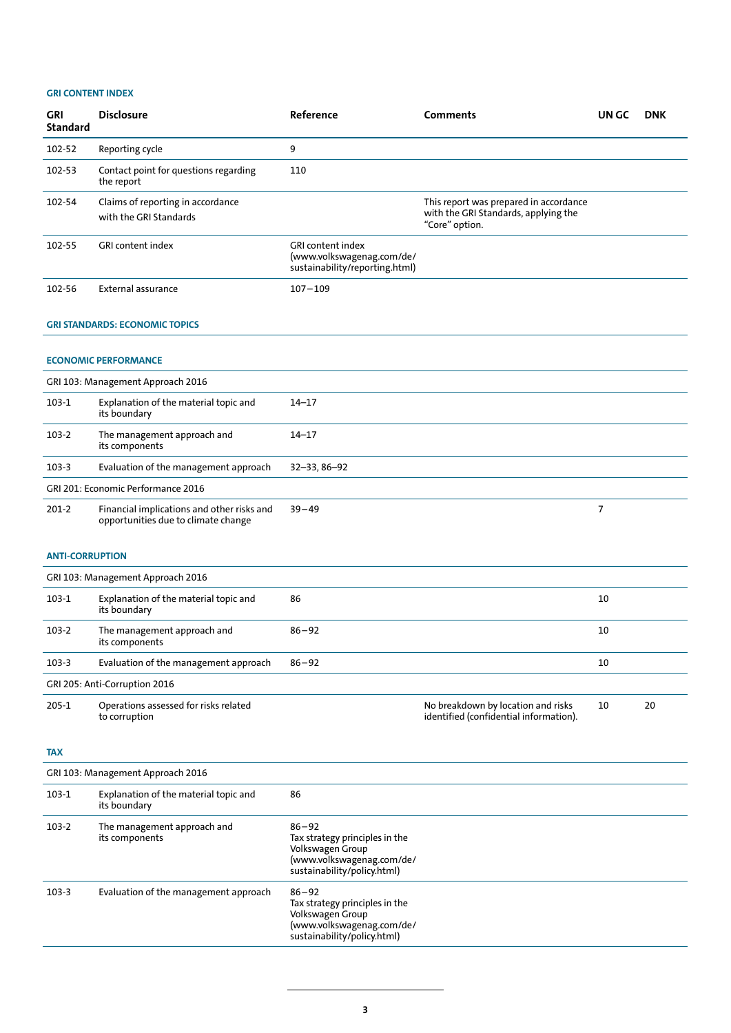## GRI CONTENT INDEX

| GRI Standard | Disclosure | Reference | Comments | UN GC | DNK |
|---|---|---|---|---|---|
| 102-52 | Reporting cycle | 9 | | | |
| 102-53 | Contact point for questions regarding the report | 110 | | | |
| 102-54 | Claims of reporting in accordance with the GRI Standards | | This report was prepared in accordance with the GRI Standards, applying the “Core” option. | | |
| 102-55 | GRI content index | GRI content index (www.volkswagenag.com/de/sustainability/reporting.html) | | | |
| 102-56 | External assurance | 107–109 | | | |

## GRI STANDARDS: ECONOMIC TOPICS

### ECONOMIC PERFORMANCE

| GRI Standard | Disclosure | Reference | Comments | UN GC | DNK |
|---|---|---|---|---|---|
| GRI 103: Management Approach 2016 | | | | | |
| 103-1 | Explanation of the material topic and its boundary | 14–17 | | | |
| 103-2 | The management approach and its components | 14–17 | | | |
| 103-3 | Evaluation of the management approach | 32–33, 86–92 | | | |
| GRI 201: Economic Performance 2016 | | | | | |
| 201-2 | Financial implications and other risks and opportunities due to climate change | 39–49 | | 7 | |

### ANTI-CORRUPTION

| GRI Standard | Disclosure | Reference | Comments | UN GC | DNK |
|---|---|---|---|---|---|
| GRI 103: Management Approach 2016 | | | | | |
| 103-1 | Explanation of the material topic and its boundary | 86 | | 10 | |
| 103-2 | The management approach and its components | 86–92 | | 10 | |
| 103-3 | Evaluation of the management approach | 86–92 | | 10 | |
| GRI 205: Anti-Corruption 2016 | | | | | |
| 205-1 | Operations assessed for risks related to corruption | | No breakdown by location and risks identified (confidential information). | 10 | 20 |

### TAX

| GRI Standard | Disclosure | Reference | Comments | UN GC | DNK |
|---|---|---|---|---|---|
| GRI 103: Management Approach 2016 | | | | | |
| 103-1 | Explanation of the material topic and its boundary | 86 | | | |
| 103-2 | The management approach and its components | 86–92 Tax strategy principles in the Volkswagen Group (www.volkswagenag.com/de/sustainability/policy.html) | | | |
| 103-3 | Evaluation of the management approach | 86–92 Tax strategy principles in the Volkswagen Group (www.volkswagenag.com/de/sustainability/policy.html) | | | |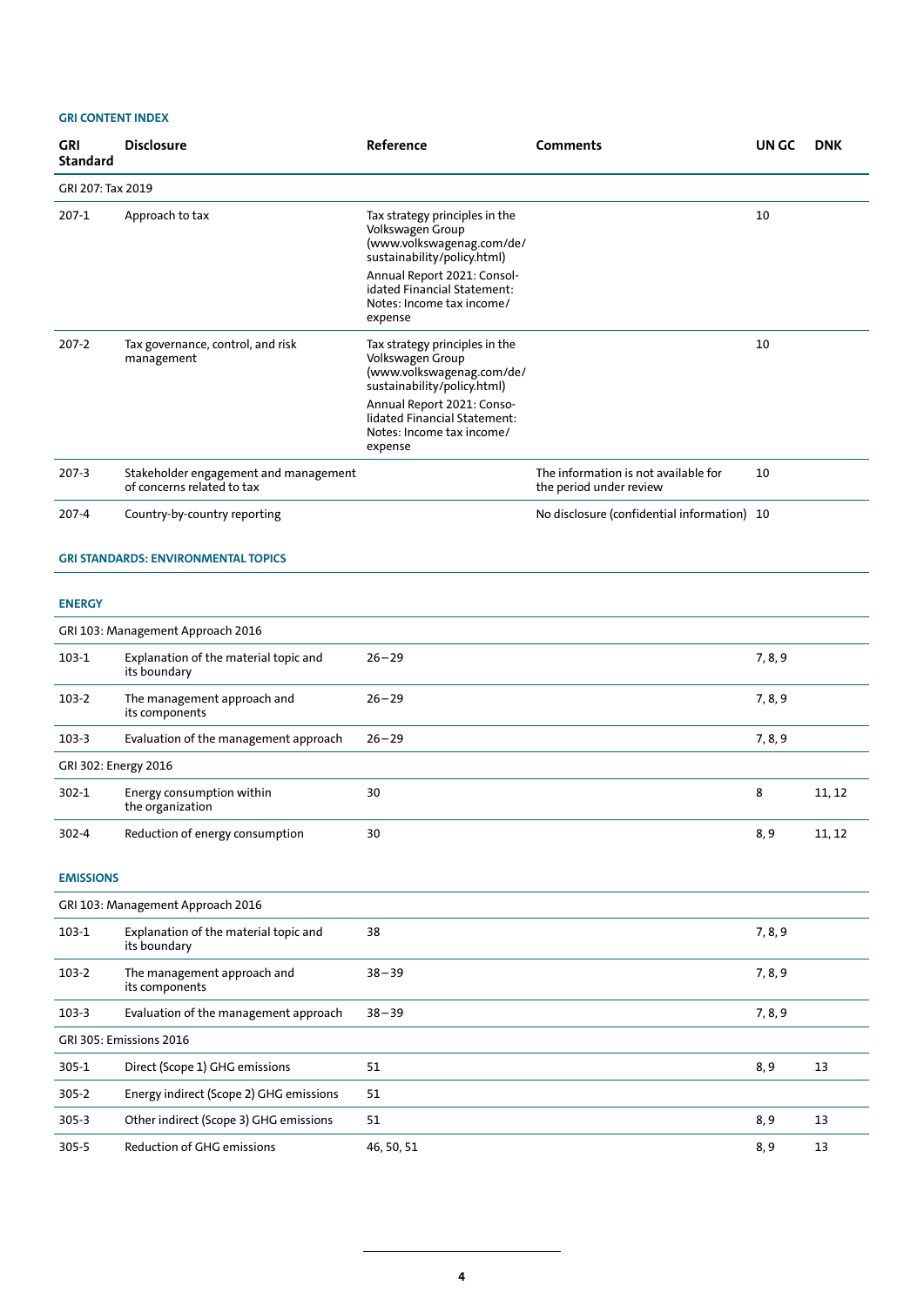## GRI CONTENT INDEX

| GRI Standard | Disclosure | Reference | Comments | UN GC | DNK |
|---|---|---|---|---|---|
| GRI 207: Tax 2019 | | | | | |
| 207-1 | Approach to tax | Tax strategy principles in the Volkswagen Group (www.volkswagenag.com/de/sustainability/policy.html)<br>Annual Report 2021: Consolidated Financial Statement: Notes: Income tax income/expense | | 10 | |
| 207-2 | Tax governance, control, and risk management | Tax strategy principles in the Volkswagen Group (www.volkswagenag.com/de/sustainability/policy.html)<br>Annual Report 2021: Consolidated Financial Statement: Notes: Income tax income/expense | | 10 | |
| 207-3 | Stakeholder engagement and management of concerns related to tax | | The information is not available for the period under review | 10 | |
| 207-4 | Country-by-country reporting | | No disclosure (confidential information) | 10 | |

## GRI STANDARDS: ENVIRONMENTAL TOPICS

### ENERGY

| GRI Standard | Disclosure | Reference | Comments | UN GC | DNK |
|---|---|---|---|---|---|
| GRI 103: Management Approach 2016 | | | | | |
| 103-1 | Explanation of the material topic and its boundary | 26–29 | | 7, 8, 9 | |
| 103-2 | The management approach and its components | 26–29 | | 7, 8, 9 | |
| 103-3 | Evaluation of the management approach | 26–29 | | 7, 8, 9 | |
| GRI 302: Energy 2016 | | | | | |
| 302-1 | Energy consumption within the organization | 30 | | 8 | 11, 12 |
| 302-4 | Reduction of energy consumption | 30 | | 8, 9 | 11, 12 |

### EMISSIONS

| GRI Standard | Disclosure | Reference | Comments | UN GC | DNK |
|---|---|---|---|---|---|
| GRI 103: Management Approach 2016 | | | | | |
| 103-1 | Explanation of the material topic and its boundary | 38 | | 7, 8, 9 | |
| 103-2 | The management approach and its components | 38–39 | | 7, 8, 9 | |
| 103-3 | Evaluation of the management approach | 38–39 | | 7, 8, 9 | |
| GRI 305: Emissions 2016 | | | | | |
| 305-1 | Direct (Scope 1) GHG emissions | 51 | | 8, 9 | 13 |
| 305-2 | Energy indirect (Scope 2) GHG emissions | 51 | | | |
| 305-3 | Other indirect (Scope 3) GHG emissions | 51 | | 8, 9 | 13 |
| 305-5 | Reduction of GHG emissions | 46, 50, 51 | | 8, 9 | 13 |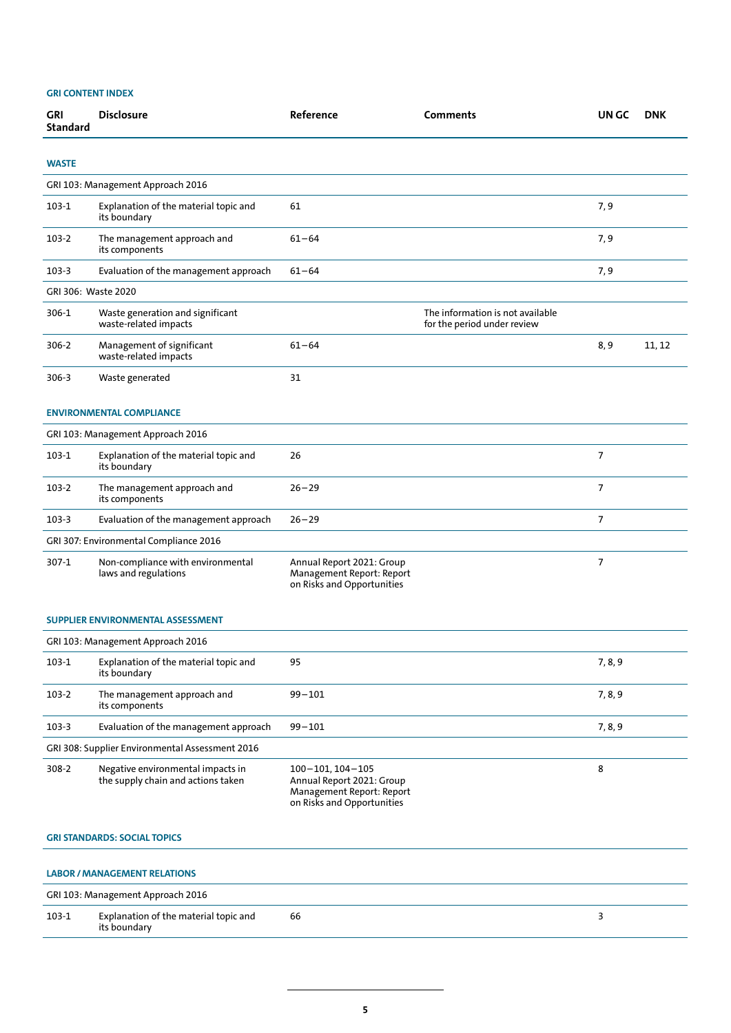**GRI CONTENT INDEX**

| GRI Standard | Disclosure | Reference | Comments | UN GC | DNK |
|---|---|---|---|---|---|
| **WASTE** | | | | | |
| GRI 103: Management Approach 2016 | | | | | |
| 103-1 | Explanation of the material topic and its boundary | 61 | | 7, 9 | |
| 103-2 | The management approach and its components | 61–64 | | 7, 9 | |
| 103-3 | Evaluation of the management approach | 61–64 | | 7, 9 | |
| GRI 306: Waste 2020 | | | | | |
| 306-1 | Waste generation and significant waste-related impacts | | The information is not available for the period under review | | |
| 306-2 | Management of significant waste-related impacts | 61–64 | | 8, 9 | 11, 12 |
| 306-3 | Waste generated | 31 | | | |
| **ENVIRONMENTAL COMPLIANCE** | | | | | |
| GRI 103: Management Approach 2016 | | | | | |
| 103-1 | Explanation of the material topic and its boundary | 26 | | 7 | |
| 103-2 | The management approach and its components | 26–29 | | 7 | |
| 103-3 | Evaluation of the management approach | 26–29 | | 7 | |
| GRI 307: Environmental Compliance 2016 | | | | | |
| 307-1 | Non-compliance with environmental laws and regulations | Annual Report 2021: Group Management Report: Report on Risks and Opportunities | | 7 | |
| **SUPPLIER ENVIRONMENTAL ASSESSMENT** | | | | | |
| GRI 103: Management Approach 2016 | | | | | |
| 103-1 | Explanation of the material topic and its boundary | 95 | | 7, 8, 9 | |
| 103-2 | The management approach and its components | 99–101 | | 7, 8, 9 | |
| 103-3 | Evaluation of the management approach | 99–101 | | 7, 8, 9 | |
| GRI 308: Supplier Environmental Assessment 2016 | | | | | |
| 308-2 | Negative environmental impacts in the supply chain and actions taken | 100–101, 104–105 Annual Report 2021: Group Management Report: Report on Risks and Opportunities | | 8 | |
| **GRI STANDARDS: SOCIAL TOPICS** | | | | | |
| **LABOR / MANAGEMENT RELATIONS** | | | | | |
| GRI 103: Management Approach 2016 | | | | | |
| 103-1 | Explanation of the material topic and its boundary | 66 | | 3 | |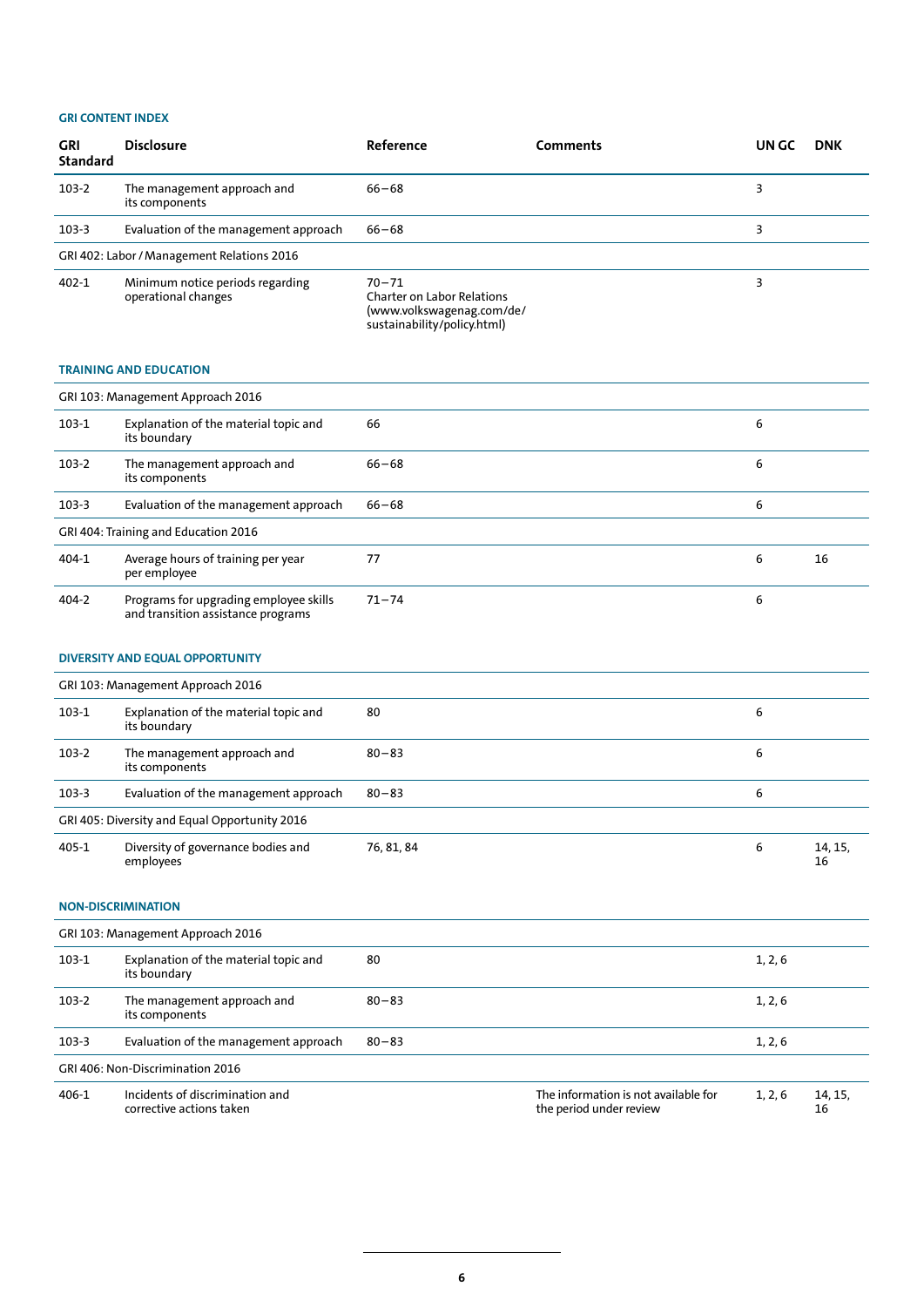**GRI CONTENT INDEX**

| GRI Standard | Disclosure | Reference | Comments | UN GC | DNK |
|---|---|---|---|---|---|
| 103-2 | The management approach and its components | 66–68 | | 3 | |
| 103-3 | Evaluation of the management approach | 66–68 | | 3 | |
| GRI 402: Labor / Management Relations 2016 | | | | | |
| 402-1 | Minimum notice periods regarding operational changes | 70–71 Charter on Labor Relations (www.volkswagenag.com/de/sustainability/policy.html) | | 3 | |

**TRAINING AND EDUCATION**

| GRI Standard | Disclosure | Reference | Comments | UN GC | DNK |
|---|---|---|---|---|---|
| GRI 103: Management Approach 2016 | | | | | |
| 103-1 | Explanation of the material topic and its boundary | 66 | | 6 | |
| 103-2 | The management approach and its components | 66–68 | | 6 | |
| 103-3 | Evaluation of the management approach | 66–68 | | 6 | |
| GRI 404: Training and Education 2016 | | | | | |
| 404-1 | Average hours of training per year per employee | 77 | | 6 | 16 |
| 404-2 | Programs for upgrading employee skills and transition assistance programs | 71–74 | | 6 | |

**DIVERSITY AND EQUAL OPPORTUNITY**

| GRI Standard | Disclosure | Reference | Comments | UN GC | DNK |
|---|---|---|---|---|---|
| GRI 103: Management Approach 2016 | | | | | |
| 103-1 | Explanation of the material topic and its boundary | 80 | | 6 | |
| 103-2 | The management approach and its components | 80–83 | | 6 | |
| 103-3 | Evaluation of the management approach | 80–83 | | 6 | |
| GRI 405: Diversity and Equal Opportunity 2016 | | | | | |
| 405-1 | Diversity of governance bodies and employees | 76, 81, 84 | | 6 | 14, 15, 16 |

**NON-DISCRIMINATION**

| GRI Standard | Disclosure | Reference | Comments | UN GC | DNK |
|---|---|---|---|---|---|
| GRI 103: Management Approach 2016 | | | | | |
| 103-1 | Explanation of the material topic and its boundary | 80 | | 1, 2, 6 | |
| 103-2 | The management approach and its components | 80–83 | | 1, 2, 6 | |
| 103-3 | Evaluation of the management approach | 80–83 | | 1, 2, 6 | |
| GRI 406: Non-Discrimination 2016 | | | | | |
| 406-1 | Incidents of discrimination and corrective actions taken | | The information is not available for the period under review | 1, 2, 6 | 14, 15, 16 |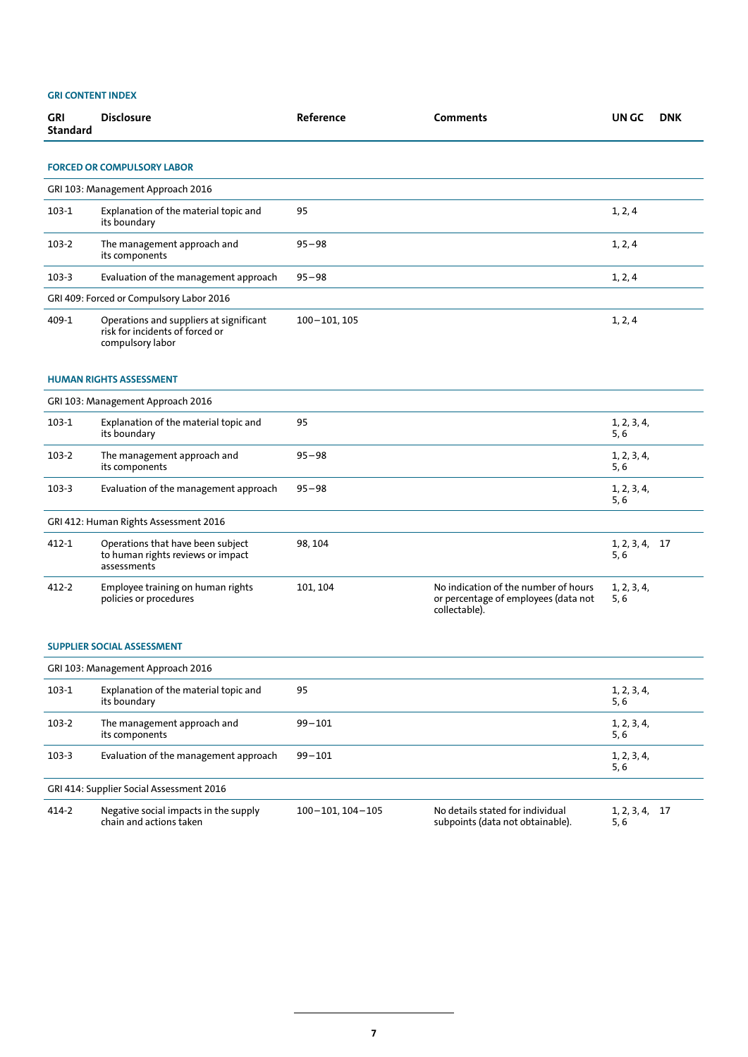**GRI CONTENT INDEX**

| GRI Standard | Disclosure | Reference | Comments | UN GC | DNK |
|---|---|---|---|---|---|
| **FORCED OR COMPULSORY LABOR** | | | | | |
| GRI 103: Management Approach 2016 | | | | | |
| 103-1 | Explanation of the material topic and its boundary | 95 | | 1, 2, 4 | |
| 103-2 | The management approach and its components | 95–98 | | 1, 2, 4 | |
| 103-3 | Evaluation of the management approach | 95–98 | | 1, 2, 4 | |
| GRI 409: Forced or Compulsory Labor 2016 | | | | | |
| 409-1 | Operations and suppliers at significant risk for incidents of forced or compulsory labor | 100–101, 105 | | 1, 2, 4 | |
| **HUMAN RIGHTS ASSESSMENT** | | | | | |
| GRI 103: Management Approach 2016 | | | | | |
| 103-1 | Explanation of the material topic and its boundary | 95 | | 1, 2, 3, 4, 5, 6 | |
| 103-2 | The management approach and its components | 95–98 | | 1, 2, 3, 4, 5, 6 | |
| 103-3 | Evaluation of the management approach | 95–98 | | 1, 2, 3, 4, 5, 6 | |
| GRI 412: Human Rights Assessment 2016 | | | | | |
| 412-1 | Operations that have been subject to human rights reviews or impact assessments | 98, 104 | | 1, 2, 3, 4, 5, 6 | 17 |
| 412-2 | Employee training on human rights policies or procedures | 101, 104 | No indication of the number of hours or percentage of employees (data not collectable). | 1, 2, 3, 4, 5, 6 | |
| **SUPPLIER SOCIAL ASSESSMENT** | | | | | |
| GRI 103: Management Approach 2016 | | | | | |
| 103-1 | Explanation of the material topic and its boundary | 95 | | 1, 2, 3, 4, 5, 6 | |
| 103-2 | The management approach and its components | 99–101 | | 1, 2, 3, 4, 5, 6 | |
| 103-3 | Evaluation of the management approach | 99–101 | | 1, 2, 3, 4, 5, 6 | |
| GRI 414: Supplier Social Assessment 2016 | | | | | |
| 414-2 | Negative social impacts in the supply chain and actions taken | 100–101, 104–105 | No details stated for individual subpoints (data not obtainable). | 1, 2, 3, 4, 5, 6 | 17 |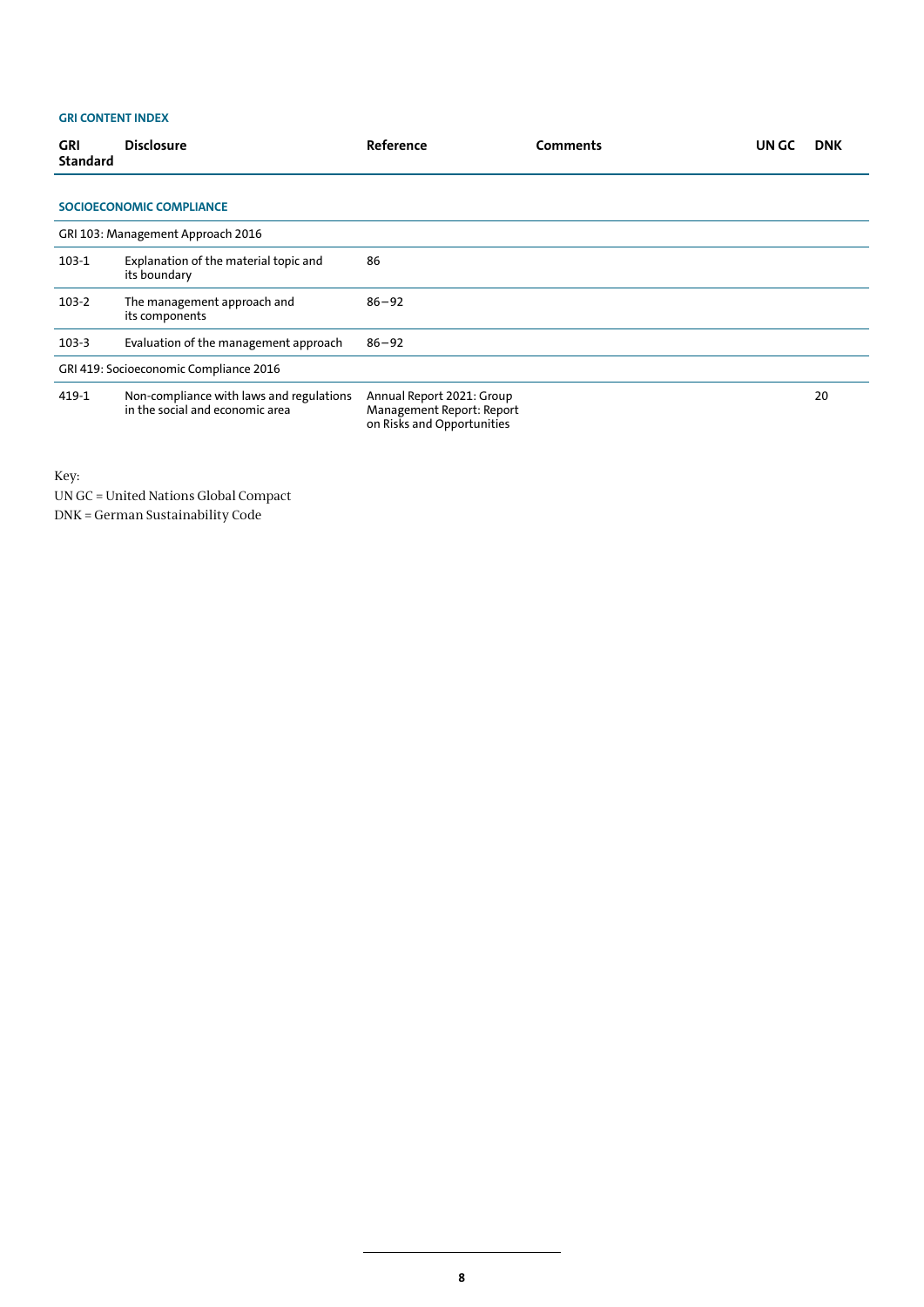**GRI CONTENT INDEX**

| GRI Standard | Disclosure | Reference | Comments | UN GC | DNK |
|---|---|---|---|---|---|
| **SOCIOECONOMIC COMPLIANCE** | | | | | |
| GRI 103: Management Approach 2016 | | | | | |
| 103-1 | Explanation of the material topic and its boundary | 86 | | | |
| 103-2 | The management approach and its components | 86–92 | | | |
| 103-3 | Evaluation of the management approach | 86–92 | | | |
| GRI 419: Socioeconomic Compliance 2016 | | | | | |
| 419-1 | Non-compliance with laws and regulations in the social and economic area | Annual Report 2021: Group Management Report: Report on Risks and Opportunities | | | 20 |

Key:
UN GC = United Nations Global Compact
DNK = German Sustainability Code